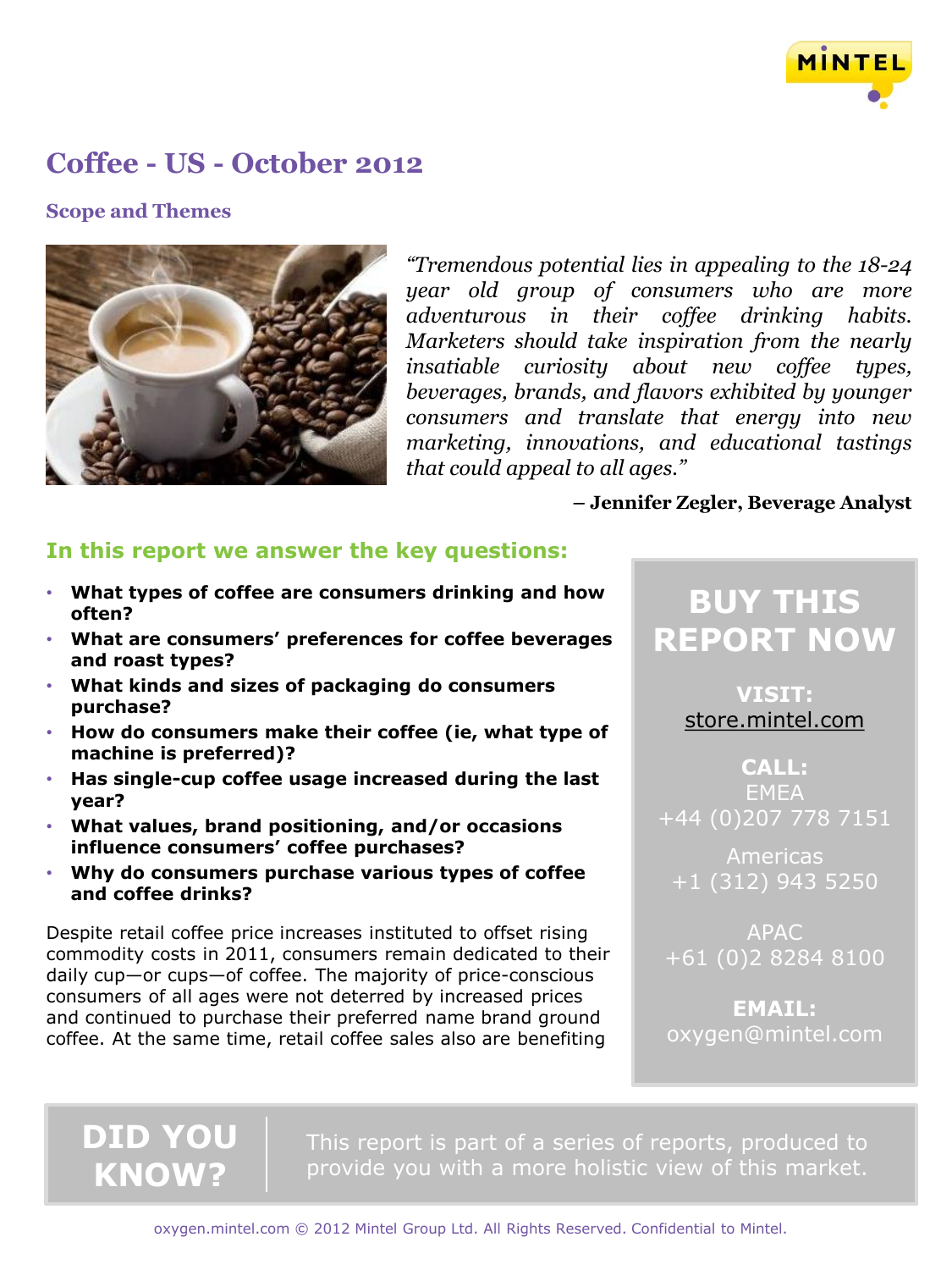# Coffee - US - October 2012

## Scope and Themes

*"Tremendous potential lies in appealing to the 18-24 year old group of consumers who are more adventurous in their coffee drinking habits. Marketers should take inspiration from the nearly insatiable curiosity about new coffee types, beverages, brands, and flavors exhibited by younger consumers and translate that energy into new marketing, innovations, and educational tastings that could appeal to all ages."*

**– Jennifer Zegler, Beverage Analyst**

### In this report we answer the key questions:

- **What types of coffee are consumers drinking and how often?**
- **What are consumers' preferences for coffee beverages and roast types?**
- **What kinds and sizes of packaging do consumers purchase?**
- **How do consumers make their coffee (ie, what type of machine is preferred)?**
- **Has single-cup coffee usage increased during the last year?**
- **What values, brand positioning, and/or occasions influence consumers' coffee purchases?**
- **Why do consumers purchase various types of coffee and coffee drinks?**

Despite retail coffee price increases instituted to offset rising commodity costs in 2011, consumers remain dedicated to their daily cup—or cups—of coffee. The majority of price-conscious consumers of all ages were not deterred by increased prices and continued to purchase their preferred name brand ground coffee. At the same time, retail coffee sales also are benefiting

## BUY THIS REPORT NOW

**VISIT:**
store.mintel.com

**CALL:**
EMEA
+44 (0)207 778 7151

Americas
+1 (312) 943 5250

APAC
+61 (0)2 8284 8100

**EMAIL:**
oxygen@mintel.com

## DID YOU KNOW?

This report is part of a series of reports, produced to provide you with a more holistic view of this market.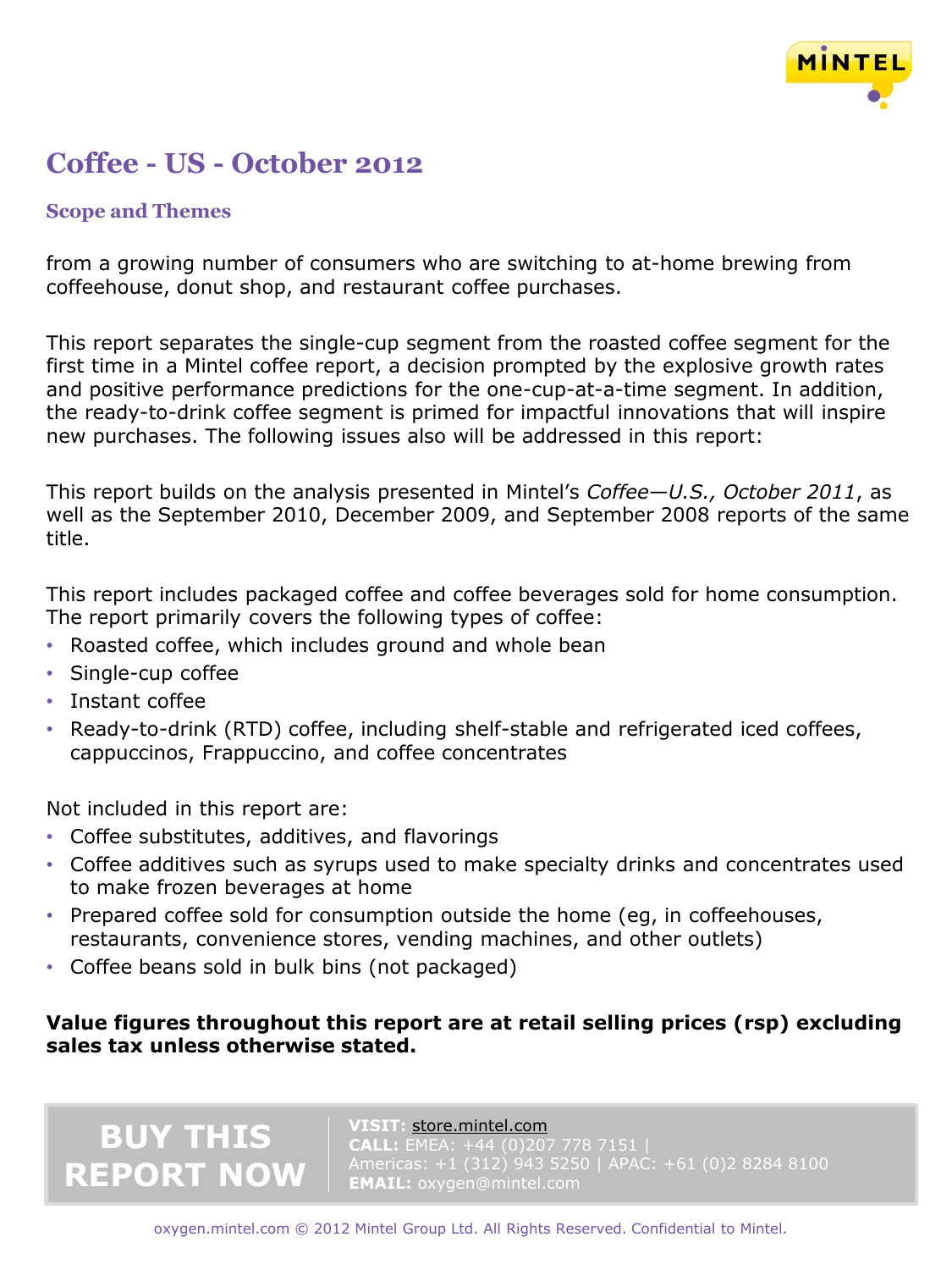# Coffee - US - October 2012

## Scope and Themes

from a growing number of consumers who are switching to at-home brewing from coffeehouse, donut shop, and restaurant coffee purchases.

This report separates the single-cup segment from the roasted coffee segment for the first time in a Mintel coffee report, a decision prompted by the explosive growth rates and positive performance predictions for the one-cup-at-a-time segment. In addition, the ready-to-drink coffee segment is primed for impactful innovations that will inspire new purchases. The following issues also will be addressed in this report:

This report builds on the analysis presented in Mintel's *Coffee—U.S., October 2011*, as well as the September 2010, December 2009, and September 2008 reports of the same title.

This report includes packaged coffee and coffee beverages sold for home consumption. The report primarily covers the following types of coffee:

- Roasted coffee, which includes ground and whole bean
- Single-cup coffee
- Instant coffee
- Ready-to-drink (RTD) coffee, including shelf-stable and refrigerated iced coffees, cappuccinos, Frappuccino, and coffee concentrates

Not included in this report are:

- Coffee substitutes, additives, and flavorings
- Coffee additives such as syrups used to make specialty drinks and concentrates used to make frozen beverages at home
- Prepared coffee sold for consumption outside the home (eg, in coffeehouses, restaurants, convenience stores, vending machines, and other outlets)
- Coffee beans sold in bulk bins (not packaged)

**Value figures throughout this report are at retail selling prices (rsp) excluding sales tax unless otherwise stated.**

**BUY THIS REPORT NOW**

**VISIT:** store.mintel.com
**CALL:** EMEA: +44 (0)207 778 7151 | Americas: +1 (312) 943 5250 | APAC: +61 (0)2 8284 8100
**EMAIL:** oxygen@mintel.com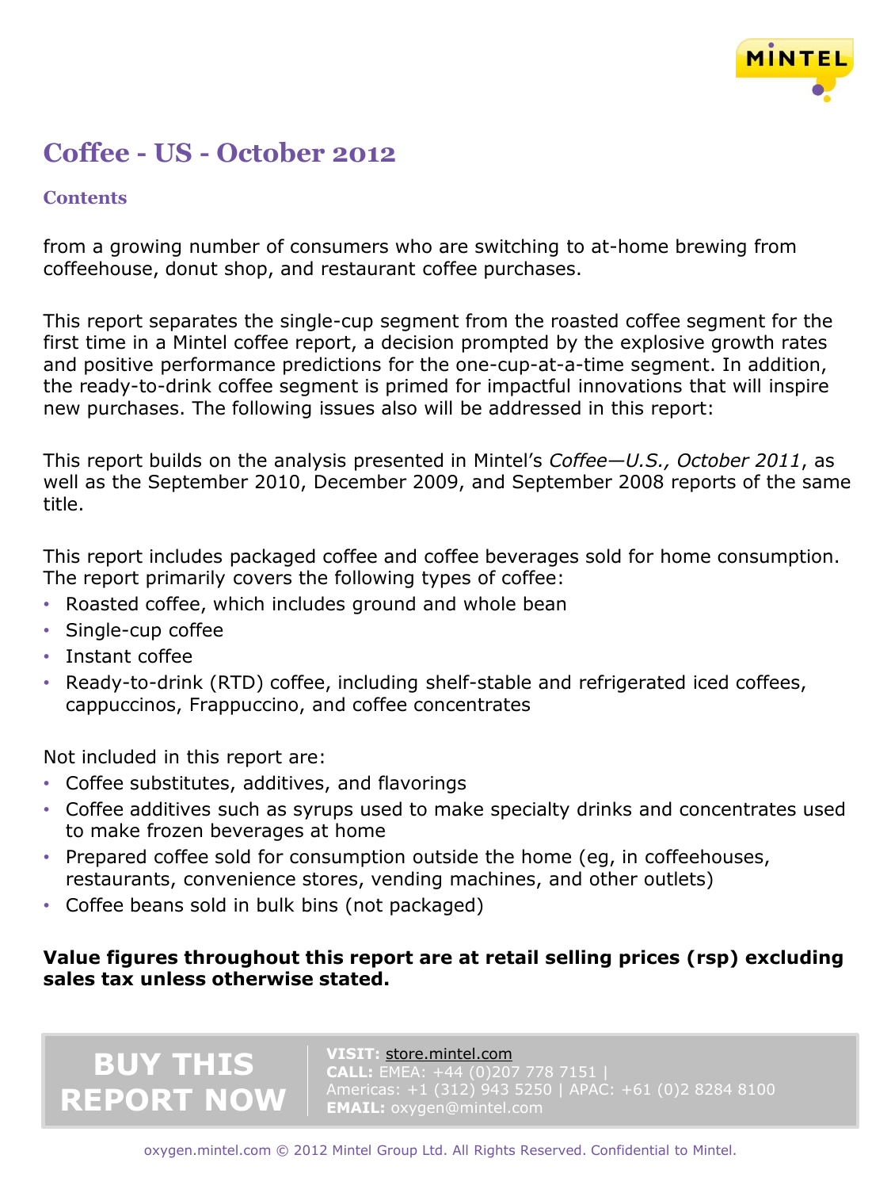from a growing number of consumers who are switching to at-home brewing from coffeehouse, donut shop, and restaurant coffee purchases.

This report separates the single-cup segment from the roasted coffee segment for the first time in a Mintel coffee report, a decision prompted by the explosive growth rates and positive performance predictions for the one-cup-at-a-time segment. In addition, the ready-to-drink coffee segment is primed for impactful innovations that will inspire new purchases. The following issues also will be addressed in this report:

This report builds on the analysis presented in Mintel's *Coffee—U.S., October 2011*, as well as the September 2010, December 2009, and September 2008 reports of the same title.

This report includes packaged coffee and coffee beverages sold for home consumption. The report primarily covers the following types of coffee:

- Roasted coffee, which includes ground and whole bean
- Single-cup coffee
- Instant coffee
- Ready-to-drink (RTD) coffee, including shelf-stable and refrigerated iced coffees, cappuccinos, Frappuccino, and coffee concentrates

Not included in this report are:

- Coffee substitutes, additives, and flavorings
- Coffee additives such as syrups used to make specialty drinks and concentrates used to make frozen beverages at home
- Prepared coffee sold for consumption outside the home (eg, in coffeehouses, restaurants, convenience stores, vending machines, and other outlets)
- Coffee beans sold in bulk bins (not packaged)

**Value figures throughout this report are at retail selling prices (rsp) excluding sales tax unless otherwise stated.**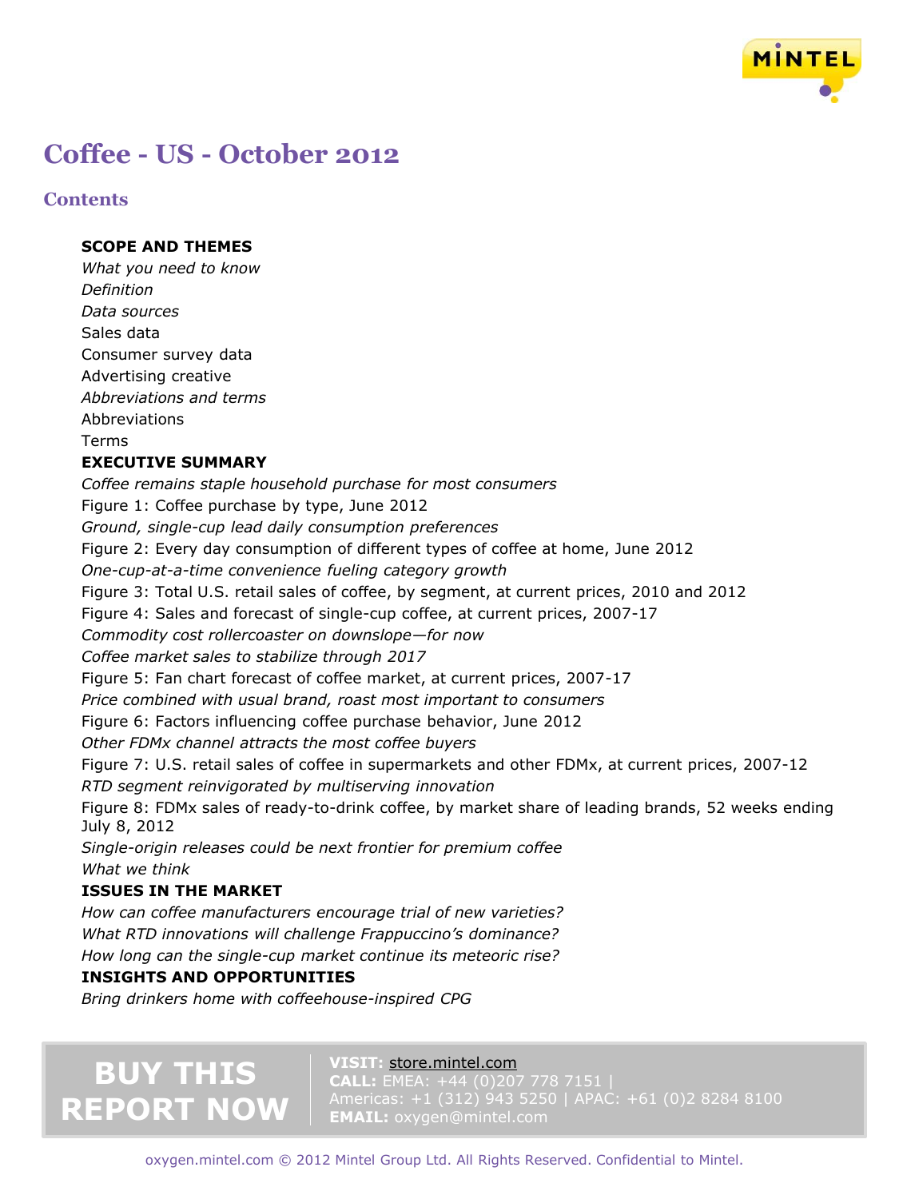# Coffee - US - October 2012

## Contents

**SCOPE AND THEMES**

*What you need to know*

*Definition*

*Data sources*

Sales data

Consumer survey data

Advertising creative

*Abbreviations and terms*

Abbreviations

Terms

**EXECUTIVE SUMMARY**

*Coffee remains staple household purchase for most consumers*

Figure 1: Coffee purchase by type, June 2012

*Ground, single-cup lead daily consumption preferences*

Figure 2: Every day consumption of different types of coffee at home, June 2012

*One-cup-at-a-time convenience fueling category growth*

Figure 3: Total U.S. retail sales of coffee, by segment, at current prices, 2010 and 2012

Figure 4: Sales and forecast of single-cup coffee, at current prices, 2007-17

*Commodity cost rollercoaster on downslope—for now*

*Coffee market sales to stabilize through 2017*

Figure 5: Fan chart forecast of coffee market, at current prices, 2007-17

*Price combined with usual brand, roast most important to consumers*

Figure 6: Factors influencing coffee purchase behavior, June 2012

*Other FDMx channel attracts the most coffee buyers*

Figure 7: U.S. retail sales of coffee in supermarkets and other FDMx, at current prices, 2007-12

*RTD segment reinvigorated by multiserving innovation*

Figure 8: FDMx sales of ready-to-drink coffee, by market share of leading brands, 52 weeks ending July 8, 2012

*Single-origin releases could be next frontier for premium coffee*

*What we think*

**ISSUES IN THE MARKET**

*How can coffee manufacturers encourage trial of new varieties?*

*What RTD innovations will challenge Frappuccino's dominance?*

*How long can the single-cup market continue its meteoric rise?*

**INSIGHTS AND OPPORTUNITIES**

*Bring drinkers home with coffeehouse-inspired CPG*

**BUY THIS REPORT NOW**

**VISIT:** store.mintel.com
**CALL:** EMEA: +44 (0)207 778 7151 | Americas: +1 (312) 943 5250 | APAC: +61 (0)2 8284 8100
**EMAIL:** oxygen@mintel.com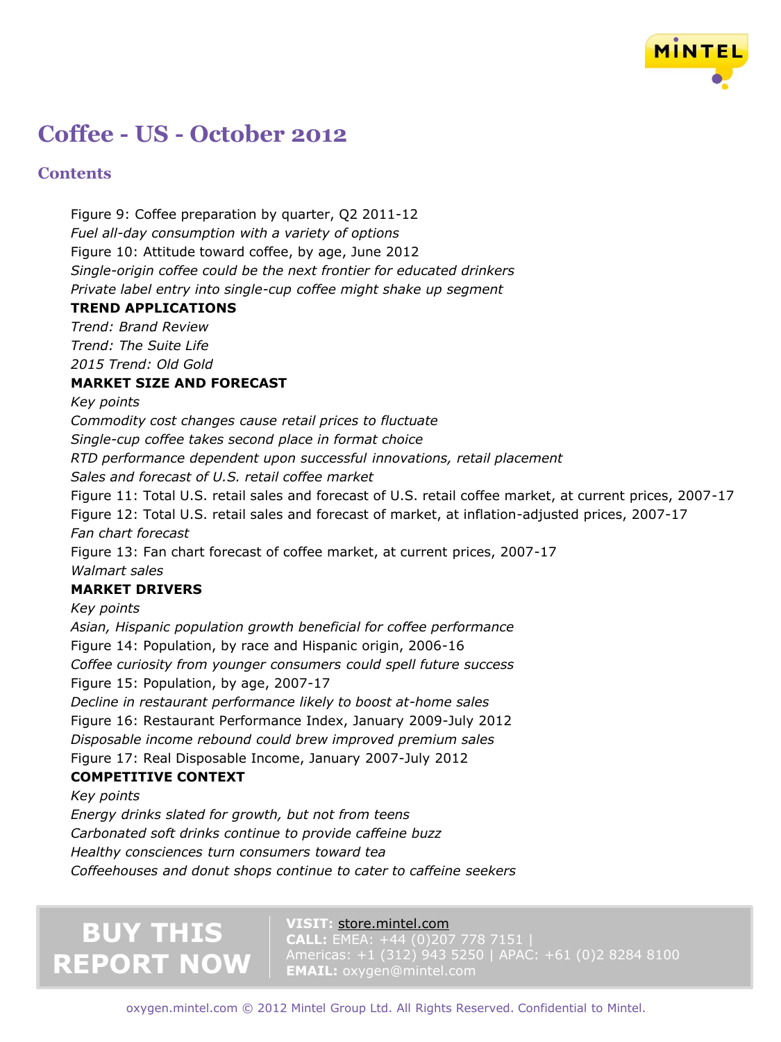# Coffee - US - October 2012

## Contents

Figure 9: Coffee preparation by quarter, Q2 2011-12

*Fuel all-day consumption with a variety of options*

Figure 10: Attitude toward coffee, by age, June 2012

*Single-origin coffee could be the next frontier for educated drinkers*

*Private label entry into single-cup coffee might shake up segment*

**TREND APPLICATIONS**

*Trend: Brand Review*

*Trend: The Suite Life*

*2015 Trend: Old Gold*

**MARKET SIZE AND FORECAST**

*Key points*

*Commodity cost changes cause retail prices to fluctuate*

*Single-cup coffee takes second place in format choice*

*RTD performance dependent upon successful innovations, retail placement*

*Sales and forecast of U.S. retail coffee market*

Figure 11: Total U.S. retail sales and forecast of U.S. retail coffee market, at current prices, 2007-17

Figure 12: Total U.S. retail sales and forecast of market, at inflation-adjusted prices, 2007-17

*Fan chart forecast*

Figure 13: Fan chart forecast of coffee market, at current prices, 2007-17

*Walmart sales*

**MARKET DRIVERS**

*Key points*

*Asian, Hispanic population growth beneficial for coffee performance*

Figure 14: Population, by race and Hispanic origin, 2006-16

*Coffee curiosity from younger consumers could spell future success*

Figure 15: Population, by age, 2007-17

*Decline in restaurant performance likely to boost at-home sales*

Figure 16: Restaurant Performance Index, January 2009-July 2012

*Disposable income rebound could brew improved premium sales*

Figure 17: Real Disposable Income, January 2007-July 2012

**COMPETITIVE CONTEXT**

*Key points*

*Energy drinks slated for growth, but not from teens*

*Carbonated soft drinks continue to provide caffeine buzz*

*Healthy consciences turn consumers toward tea*

*Coffeehouses and donut shops continue to cater to caffeine seekers*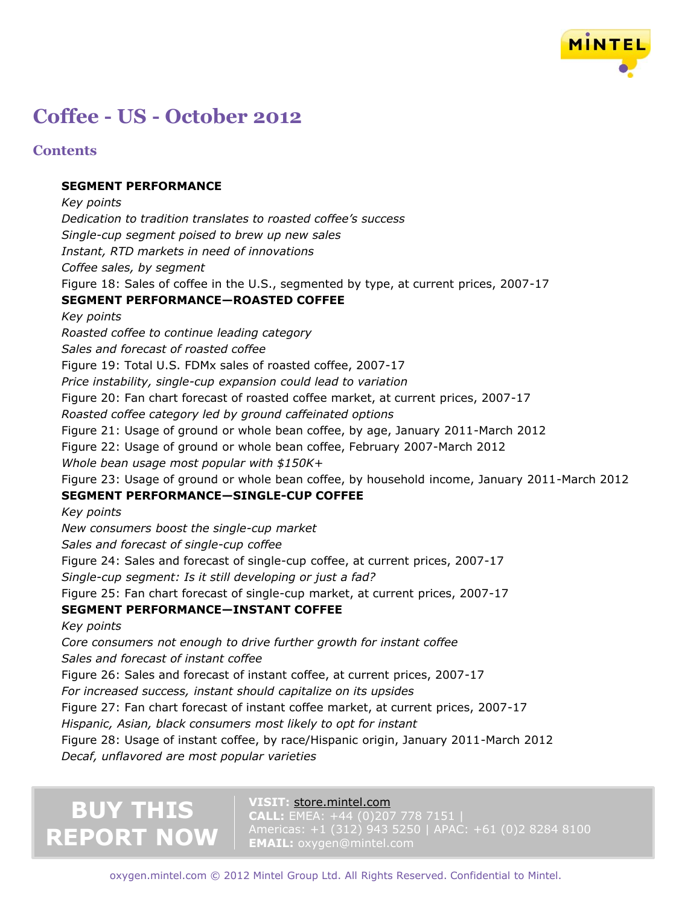# Coffee - US - October 2012

## Contents

**SEGMENT PERFORMANCE**

*Key points*

*Dedication to tradition translates to roasted coffee's success*

*Single-cup segment poised to brew up new sales*

*Instant, RTD markets in need of innovations*

*Coffee sales, by segment*

Figure 18: Sales of coffee in the U.S., segmented by type, at current prices, 2007-17

**SEGMENT PERFORMANCE—ROASTED COFFEE**

*Key points*

*Roasted coffee to continue leading category*

*Sales and forecast of roasted coffee*

Figure 19: Total U.S. FDMx sales of roasted coffee, 2007-17

*Price instability, single-cup expansion could lead to variation*

Figure 20: Fan chart forecast of roasted coffee market, at current prices, 2007-17

*Roasted coffee category led by ground caffeinated options*

Figure 21: Usage of ground or whole bean coffee, by age, January 2011-March 2012

Figure 22: Usage of ground or whole bean coffee, February 2007-March 2012

*Whole bean usage most popular with $150K+*

Figure 23: Usage of ground or whole bean coffee, by household income, January 2011-March 2012

**SEGMENT PERFORMANCE—SINGLE-CUP COFFEE**

*Key points*

*New consumers boost the single-cup market*

*Sales and forecast of single-cup coffee*

Figure 24: Sales and forecast of single-cup coffee, at current prices, 2007-17

*Single-cup segment: Is it still developing or just a fad?*

Figure 25: Fan chart forecast of single-cup market, at current prices, 2007-17

**SEGMENT PERFORMANCE—INSTANT COFFEE**

*Key points*

*Core consumers not enough to drive further growth for instant coffee*

*Sales and forecast of instant coffee*

Figure 26: Sales and forecast of instant coffee, at current prices, 2007-17

*For increased success, instant should capitalize on its upsides*

Figure 27: Fan chart forecast of instant coffee market, at current prices, 2007-17

*Hispanic, Asian, black consumers most likely to opt for instant*

Figure 28: Usage of instant coffee, by race/Hispanic origin, January 2011-March 2012

*Decaf, unflavored are most popular varieties*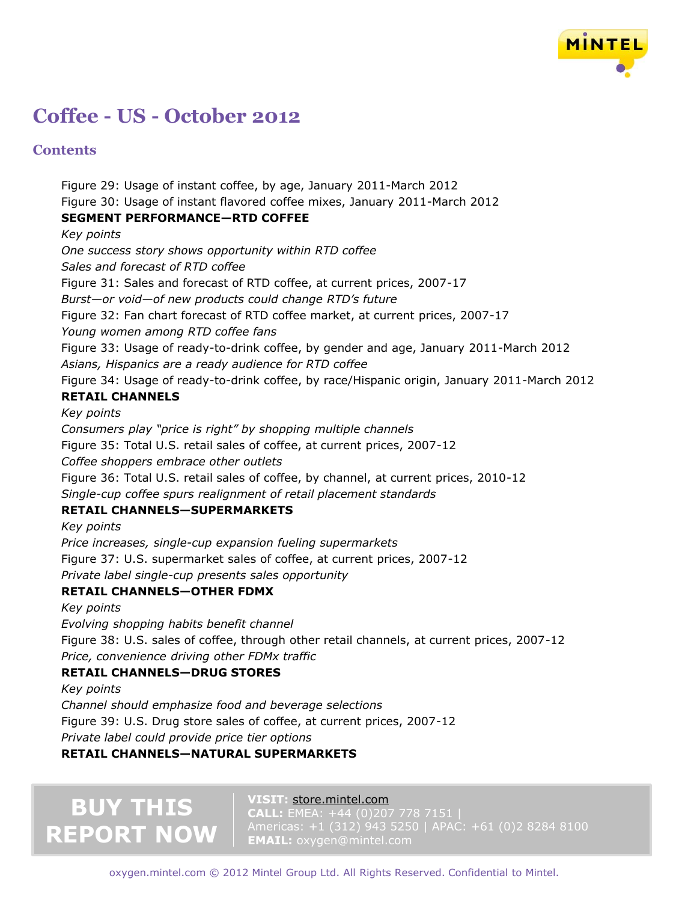# Coffee - US - October 2012

## Contents

Figure 29: Usage of instant coffee, by age, January 2011-March 2012
Figure 30: Usage of instant flavored coffee mixes, January 2011-March 2012

**SEGMENT PERFORMANCE—RTD COFFEE**

*Key points*
*One success story shows opportunity within RTD coffee*
*Sales and forecast of RTD coffee*
Figure 31: Sales and forecast of RTD coffee, at current prices, 2007-17
*Burst—or void—of new products could change RTD's future*
Figure 32: Fan chart forecast of RTD coffee market, at current prices, 2007-17
*Young women among RTD coffee fans*
Figure 33: Usage of ready-to-drink coffee, by gender and age, January 2011-March 2012
*Asians, Hispanics are a ready audience for RTD coffee*
Figure 34: Usage of ready-to-drink coffee, by race/Hispanic origin, January 2011-March 2012

**RETAIL CHANNELS**

*Key points*
*Consumers play "price is right" by shopping multiple channels*
Figure 35: Total U.S. retail sales of coffee, at current prices, 2007-12
*Coffee shoppers embrace other outlets*
Figure 36: Total U.S. retail sales of coffee, by channel, at current prices, 2010-12
*Single-cup coffee spurs realignment of retail placement standards*

**RETAIL CHANNELS—SUPERMARKETS**

*Key points*
*Price increases, single-cup expansion fueling supermarkets*
Figure 37: U.S. supermarket sales of coffee, at current prices, 2007-12
*Private label single-cup presents sales opportunity*

**RETAIL CHANNELS—OTHER FDMX**

*Key points*
*Evolving shopping habits benefit channel*
Figure 38: U.S. sales of coffee, through other retail channels, at current prices, 2007-12
*Price, convenience driving other FDMx traffic*

**RETAIL CHANNELS—DRUG STORES**

*Key points*
*Channel should emphasize food and beverage selections*
Figure 39: U.S. Drug store sales of coffee, at current prices, 2007-12
*Private label could provide price tier options*

**RETAIL CHANNELS—NATURAL SUPERMARKETS**

**BUY THIS REPORT NOW**

**VISIT:** store.mintel.com
**CALL:** EMEA: +44 (0)207 778 7151 | Americas: +1 (312) 943 5250 | APAC: +61 (0)2 8284 8100
**EMAIL:** oxygen@mintel.com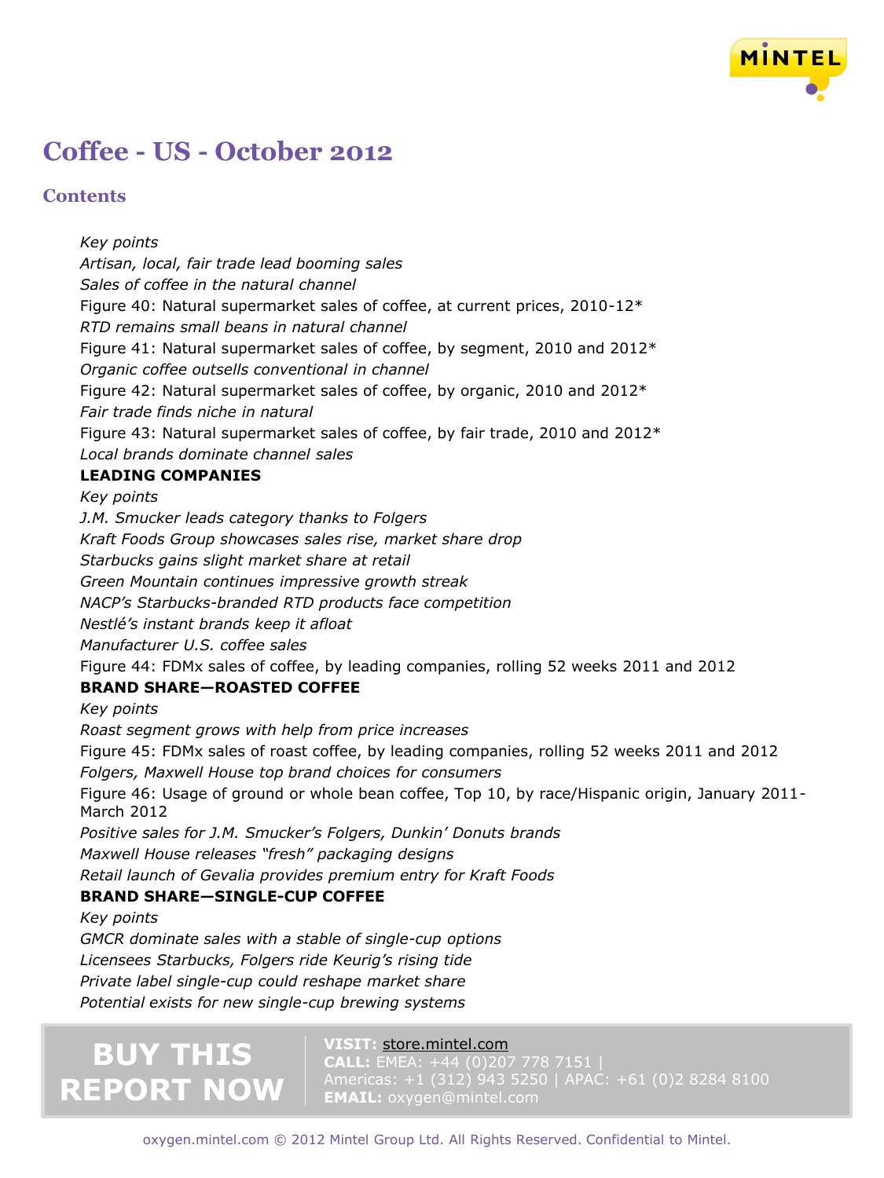# Coffee - US - October 2012

## Contents

*Key points*

*Artisan, local, fair trade lead booming sales*

*Sales of coffee in the natural channel*

Figure 40: Natural supermarket sales of coffee, at current prices, 2010-12*

*RTD remains small beans in natural channel*

Figure 41: Natural supermarket sales of coffee, by segment, 2010 and 2012*

*Organic coffee outsells conventional in channel*

Figure 42: Natural supermarket sales of coffee, by organic, 2010 and 2012*

*Fair trade finds niche in natural*

Figure 43: Natural supermarket sales of coffee, by fair trade, 2010 and 2012*

*Local brands dominate channel sales*

**LEADING COMPANIES**

*Key points*

*J.M. Smucker leads category thanks to Folgers*

*Kraft Foods Group showcases sales rise, market share drop*

*Starbucks gains slight market share at retail*

*Green Mountain continues impressive growth streak*

*NACP's Starbucks-branded RTD products face competition*

*Nestlé's instant brands keep it afloat*

*Manufacturer U.S. coffee sales*

Figure 44: FDMx sales of coffee, by leading companies, rolling 52 weeks 2011 and 2012

**BRAND SHARE—ROASTED COFFEE**

*Key points*

*Roast segment grows with help from price increases*

Figure 45: FDMx sales of roast coffee, by leading companies, rolling 52 weeks 2011 and 2012

*Folgers, Maxwell House top brand choices for consumers*

Figure 46: Usage of ground or whole bean coffee, Top 10, by race/Hispanic origin, January 2011-March 2012

*Positive sales for J.M. Smucker's Folgers, Dunkin' Donuts brands*

*Maxwell House releases "fresh" packaging designs*

*Retail launch of Gevalia provides premium entry for Kraft Foods*

**BRAND SHARE—SINGLE-CUP COFFEE**

*Key points*

*GMCR dominate sales with a stable of single-cup options*

*Licensees Starbucks, Folgers ride Keurig's rising tide*

*Private label single-cup could reshape market share*

*Potential exists for new single-cup brewing systems*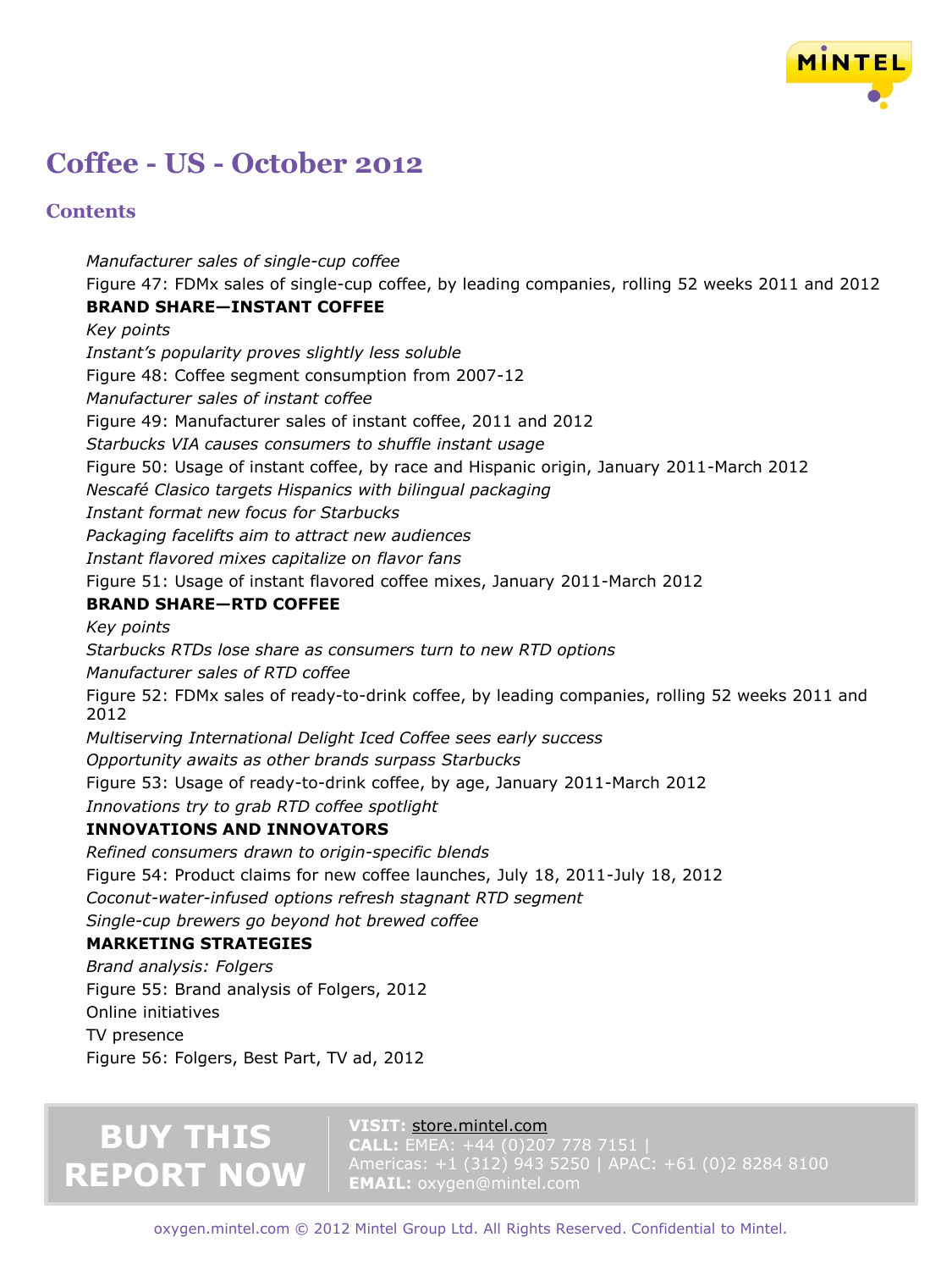# Coffee - US - October 2012

## Contents

*Manufacturer sales of single-cup coffee*

Figure 47: FDMx sales of single-cup coffee, by leading companies, rolling 52 weeks 2011 and 2012

**BRAND SHARE—INSTANT COFFEE**

*Key points*

*Instant's popularity proves slightly less soluble*

Figure 48: Coffee segment consumption from 2007-12

*Manufacturer sales of instant coffee*

Figure 49: Manufacturer sales of instant coffee, 2011 and 2012

*Starbucks VIA causes consumers to shuffle instant usage*

Figure 50: Usage of instant coffee, by race and Hispanic origin, January 2011-March 2012

*Nescafé Clasico targets Hispanics with bilingual packaging*

*Instant format new focus for Starbucks*

*Packaging facelifts aim to attract new audiences*

*Instant flavored mixes capitalize on flavor fans*

Figure 51: Usage of instant flavored coffee mixes, January 2011-March 2012

**BRAND SHARE—RTD COFFEE**

*Key points*

*Starbucks RTDs lose share as consumers turn to new RTD options*

*Manufacturer sales of RTD coffee*

Figure 52: FDMx sales of ready-to-drink coffee, by leading companies, rolling 52 weeks 2011 and 2012

*Multiserving International Delight Iced Coffee sees early success*

*Opportunity awaits as other brands surpass Starbucks*

Figure 53: Usage of ready-to-drink coffee, by age, January 2011-March 2012

*Innovations try to grab RTD coffee spotlight*

**INNOVATIONS AND INNOVATORS**

*Refined consumers drawn to origin-specific blends*

Figure 54: Product claims for new coffee launches, July 18, 2011-July 18, 2012

*Coconut-water-infused options refresh stagnant RTD segment*

*Single-cup brewers go beyond hot brewed coffee*

**MARKETING STRATEGIES**

*Brand analysis: Folgers*

Figure 55: Brand analysis of Folgers, 2012

Online initiatives

TV presence

Figure 56: Folgers, Best Part, TV ad, 2012

**BUY THIS REPORT NOW**

**VISIT:** store.mintel.com
**CALL:** EMEA: +44 (0)207 778 7151 | Americas: +1 (312) 943 5250 | APAC: +61 (0)2 8284 8100
**EMAIL:** oxygen@mintel.com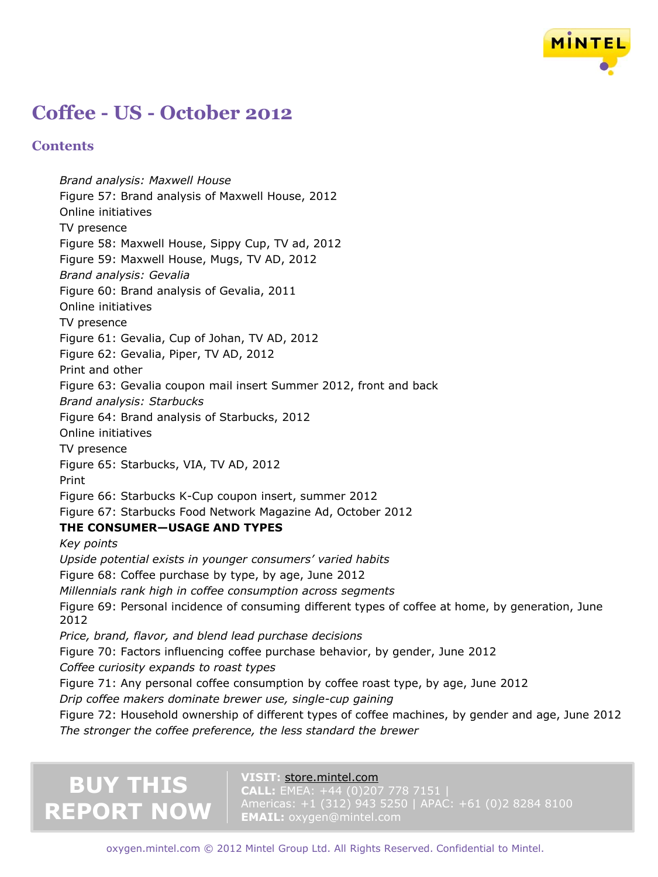# Coffee - US - October 2012

## Contents

*Brand analysis: Maxwell House*

Figure 57: Brand analysis of Maxwell House, 2012

Online initiatives

TV presence

Figure 58: Maxwell House, Sippy Cup, TV ad, 2012

Figure 59: Maxwell House, Mugs, TV AD, 2012

*Brand analysis: Gevalia*

Figure 60: Brand analysis of Gevalia, 2011

Online initiatives

TV presence

Figure 61: Gevalia, Cup of Johan, TV AD, 2012

Figure 62: Gevalia, Piper, TV AD, 2012

Print and other

Figure 63: Gevalia coupon mail insert Summer 2012, front and back

*Brand analysis: Starbucks*

Figure 64: Brand analysis of Starbucks, 2012

Online initiatives

TV presence

Figure 65: Starbucks, VIA, TV AD, 2012

Print

Figure 66: Starbucks K-Cup coupon insert, summer 2012

Figure 67: Starbucks Food Network Magazine Ad, October 2012

**THE CONSUMER—USAGE AND TYPES**

*Key points*

*Upside potential exists in younger consumers' varied habits*

Figure 68: Coffee purchase by type, by age, June 2012

*Millennials rank high in coffee consumption across segments*

Figure 69: Personal incidence of consuming different types of coffee at home, by generation, June 2012

*Price, brand, flavor, and blend lead purchase decisions*

Figure 70: Factors influencing coffee purchase behavior, by gender, June 2012

*Coffee curiosity expands to roast types*

Figure 71: Any personal coffee consumption by coffee roast type, by age, June 2012

*Drip coffee makers dominate brewer use, single-cup gaining*

Figure 72: Household ownership of different types of coffee machines, by gender and age, June 2012

*The stronger the coffee preference, the less standard the brewer*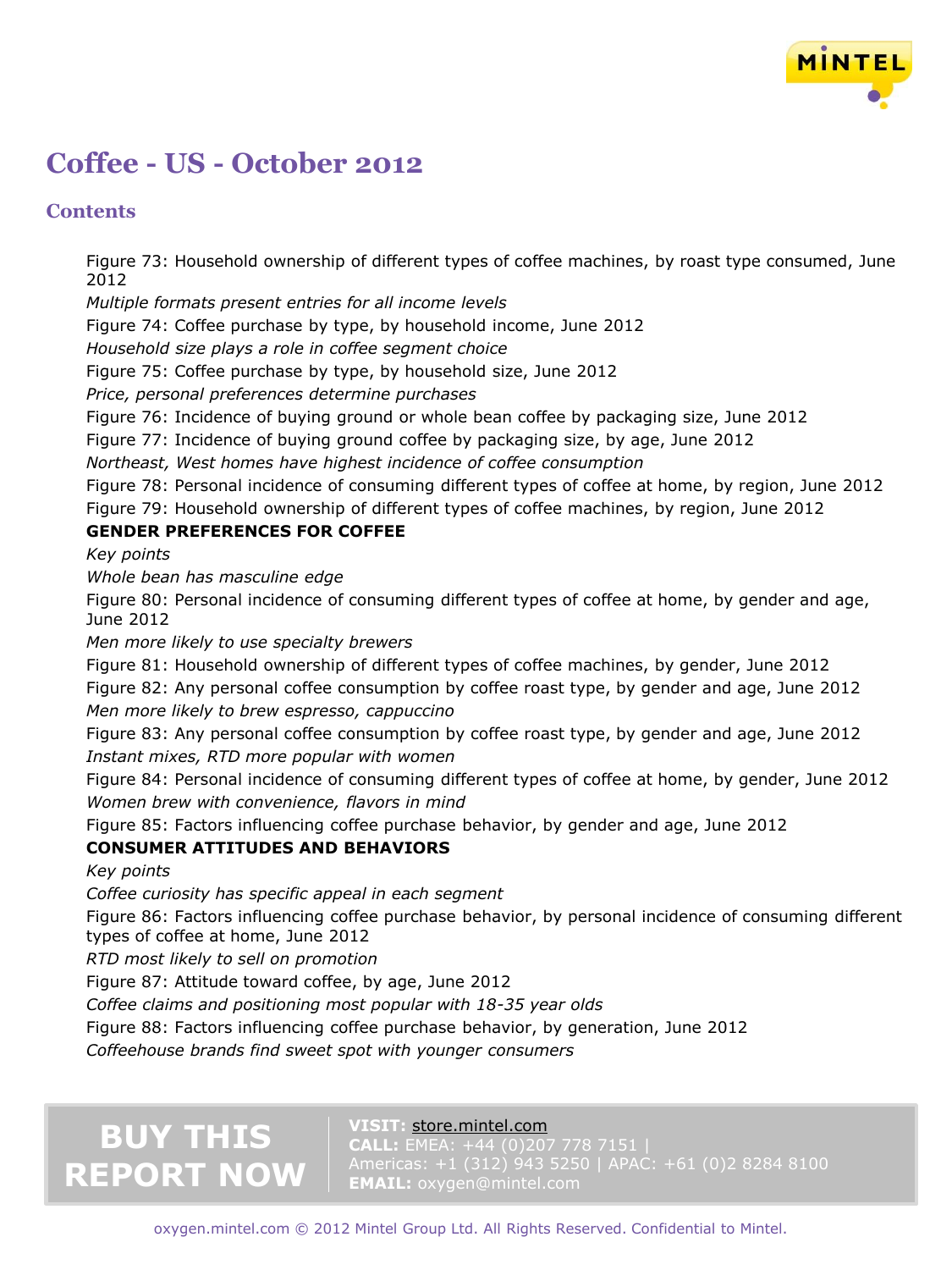# Coffee - US - October 2012

## Contents

Figure 73: Household ownership of different types of coffee machines, by roast type consumed, June 2012

*Multiple formats present entries for all income levels*

Figure 74: Coffee purchase by type, by household income, June 2012

*Household size plays a role in coffee segment choice*

Figure 75: Coffee purchase by type, by household size, June 2012

*Price, personal preferences determine purchases*

Figure 76: Incidence of buying ground or whole bean coffee by packaging size, June 2012

Figure 77: Incidence of buying ground coffee by packaging size, by age, June 2012

*Northeast, West homes have highest incidence of coffee consumption*

Figure 78: Personal incidence of consuming different types of coffee at home, by region, June 2012

Figure 79: Household ownership of different types of coffee machines, by region, June 2012

**GENDER PREFERENCES FOR COFFEE**

*Key points*

*Whole bean has masculine edge*

Figure 80: Personal incidence of consuming different types of coffee at home, by gender and age, June 2012

*Men more likely to use specialty brewers*

Figure 81: Household ownership of different types of coffee machines, by gender, June 2012

Figure 82: Any personal coffee consumption by coffee roast type, by gender and age, June 2012

*Men more likely to brew espresso, cappuccino*

Figure 83: Any personal coffee consumption by coffee roast type, by gender and age, June 2012

*Instant mixes, RTD more popular with women*

Figure 84: Personal incidence of consuming different types of coffee at home, by gender, June 2012

*Women brew with convenience, flavors in mind*

Figure 85: Factors influencing coffee purchase behavior, by gender and age, June 2012

**CONSUMER ATTITUDES AND BEHAVIORS**

*Key points*

*Coffee curiosity has specific appeal in each segment*

Figure 86: Factors influencing coffee purchase behavior, by personal incidence of consuming different types of coffee at home, June 2012

*RTD most likely to sell on promotion*

Figure 87: Attitude toward coffee, by age, June 2012

*Coffee claims and positioning most popular with 18-35 year olds*

Figure 88: Factors influencing coffee purchase behavior, by generation, June 2012

*Coffeehouse brands find sweet spot with younger consumers*

**BUY THIS REPORT NOW**

**VISIT:** store.mintel.com
**CALL:** EMEA: +44 (0)207 778 7151 | Americas: +1 (312) 943 5250 | APAC: +61 (0)2 8284 8100
**EMAIL:** oxygen@mintel.com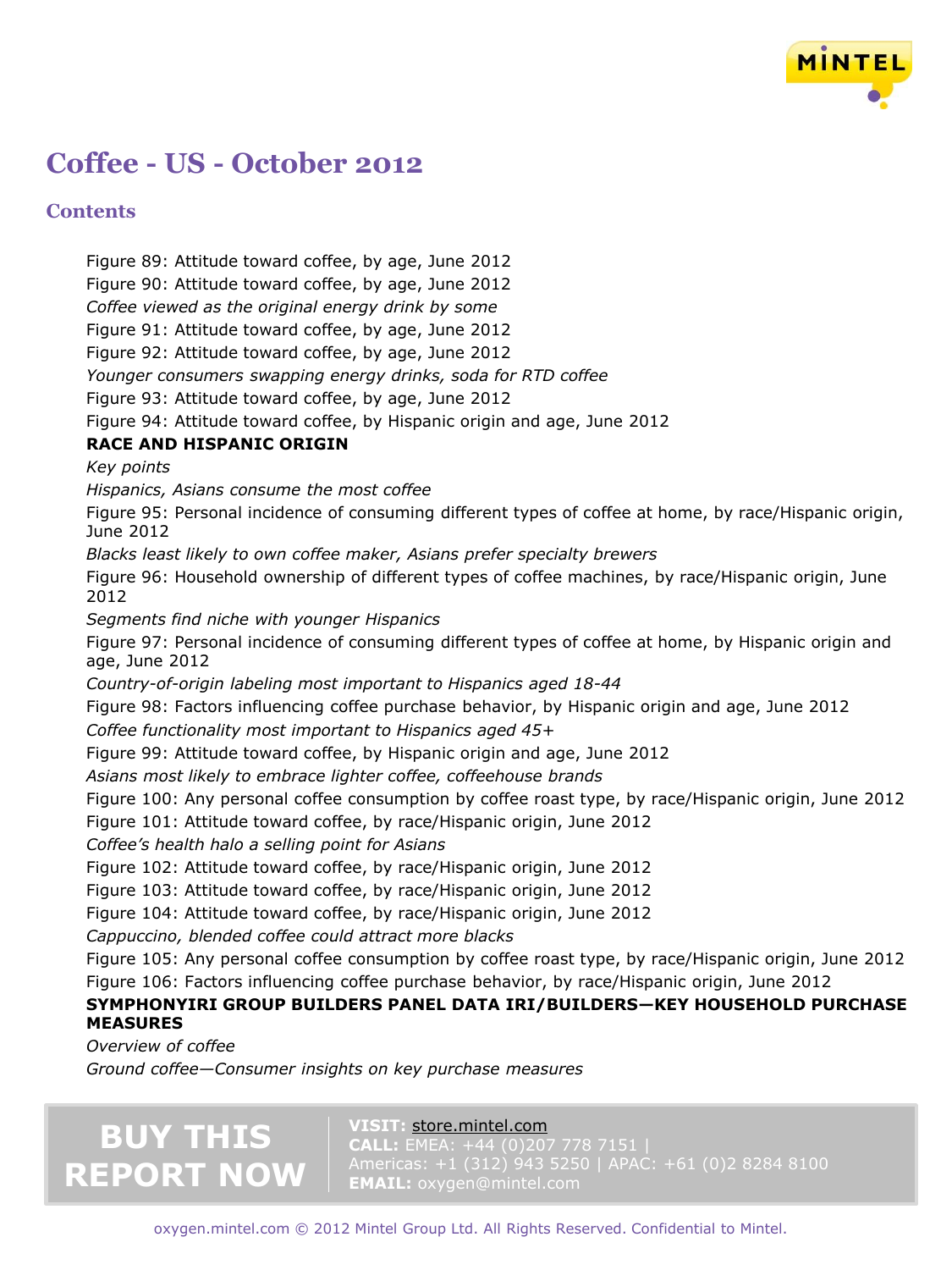# Coffee - US - October 2012

## Contents

Figure 89: Attitude toward coffee, by age, June 2012

Figure 90: Attitude toward coffee, by age, June 2012

*Coffee viewed as the original energy drink by some*

Figure 91: Attitude toward coffee, by age, June 2012

Figure 92: Attitude toward coffee, by age, June 2012

*Younger consumers swapping energy drinks, soda for RTD coffee*

Figure 93: Attitude toward coffee, by age, June 2012

Figure 94: Attitude toward coffee, by Hispanic origin and age, June 2012

**RACE AND HISPANIC ORIGIN**

*Key points*

*Hispanics, Asians consume the most coffee*

Figure 95: Personal incidence of consuming different types of coffee at home, by race/Hispanic origin, June 2012

*Blacks least likely to own coffee maker, Asians prefer specialty brewers*

Figure 96: Household ownership of different types of coffee machines, by race/Hispanic origin, June 2012

*Segments find niche with younger Hispanics*

Figure 97: Personal incidence of consuming different types of coffee at home, by Hispanic origin and age, June 2012

*Country-of-origin labeling most important to Hispanics aged 18-44*

Figure 98: Factors influencing coffee purchase behavior, by Hispanic origin and age, June 2012

*Coffee functionality most important to Hispanics aged 45+*

Figure 99: Attitude toward coffee, by Hispanic origin and age, June 2012

*Asians most likely to embrace lighter coffee, coffeehouse brands*

Figure 100: Any personal coffee consumption by coffee roast type, by race/Hispanic origin, June 2012

Figure 101: Attitude toward coffee, by race/Hispanic origin, June 2012

*Coffee's health halo a selling point for Asians*

Figure 102: Attitude toward coffee, by race/Hispanic origin, June 2012

Figure 103: Attitude toward coffee, by race/Hispanic origin, June 2012

Figure 104: Attitude toward coffee, by race/Hispanic origin, June 2012

*Cappuccino, blended coffee could attract more blacks*

Figure 105: Any personal coffee consumption by coffee roast type, by race/Hispanic origin, June 2012

Figure 106: Factors influencing coffee purchase behavior, by race/Hispanic origin, June 2012

**SYMPHONYIRI GROUP BUILDERS PANEL DATA IRI/BUILDERS—KEY HOUSEHOLD PURCHASE MEASURES**

*Overview of coffee*

*Ground coffee—Consumer insights on key purchase measures*

**BUY THIS REPORT NOW**

**VISIT:** store.mintel.com
**CALL:** EMEA: +44 (0)207 778 7151 | Americas: +1 (312) 943 5250 | APAC: +61 (0)2 8284 8100
**EMAIL:** oxygen@mintel.com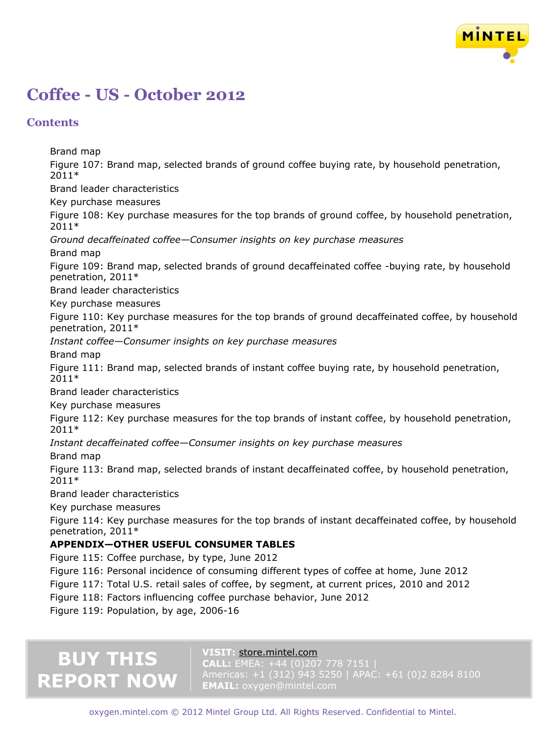# Coffee - US - October 2012

## Contents

Brand map

Figure 107: Brand map, selected brands of ground coffee buying rate, by household penetration, 2011*

Brand leader characteristics

Key purchase measures

Figure 108: Key purchase measures for the top brands of ground coffee, by household penetration, 2011*

*Ground decaffeinated coffee—Consumer insights on key purchase measures*

Brand map

Figure 109: Brand map, selected brands of ground decaffeinated coffee -buying rate, by household penetration, 2011*

Brand leader characteristics

Key purchase measures

Figure 110: Key purchase measures for the top brands of ground decaffeinated coffee, by household penetration, 2011*

*Instant coffee—Consumer insights on key purchase measures*

Brand map

Figure 111: Brand map, selected brands of instant coffee buying rate, by household penetration, 2011*

Brand leader characteristics

Key purchase measures

Figure 112: Key purchase measures for the top brands of instant coffee, by household penetration, 2011*

*Instant decaffeinated coffee—Consumer insights on key purchase measures*

Brand map

Figure 113: Brand map, selected brands of instant decaffeinated coffee, by household penetration, 2011*

Brand leader characteristics

Key purchase measures

Figure 114: Key purchase measures for the top brands of instant decaffeinated coffee, by household penetration, 2011*

**APPENDIX—OTHER USEFUL CONSUMER TABLES**

Figure 115: Coffee purchase, by type, June 2012

Figure 116: Personal incidence of consuming different types of coffee at home, June 2012

Figure 117: Total U.S. retail sales of coffee, by segment, at current prices, 2010 and 2012

Figure 118: Factors influencing coffee purchase behavior, June 2012

Figure 119: Population, by age, 2006-16

**BUY THIS REPORT NOW**

**VISIT:** store.mintel.com
**CALL:** EMEA: +44 (0)207 778 7151 | Americas: +1 (312) 943 5250 | APAC: +61 (0)2 8284 8100
**EMAIL:** oxygen@mintel.com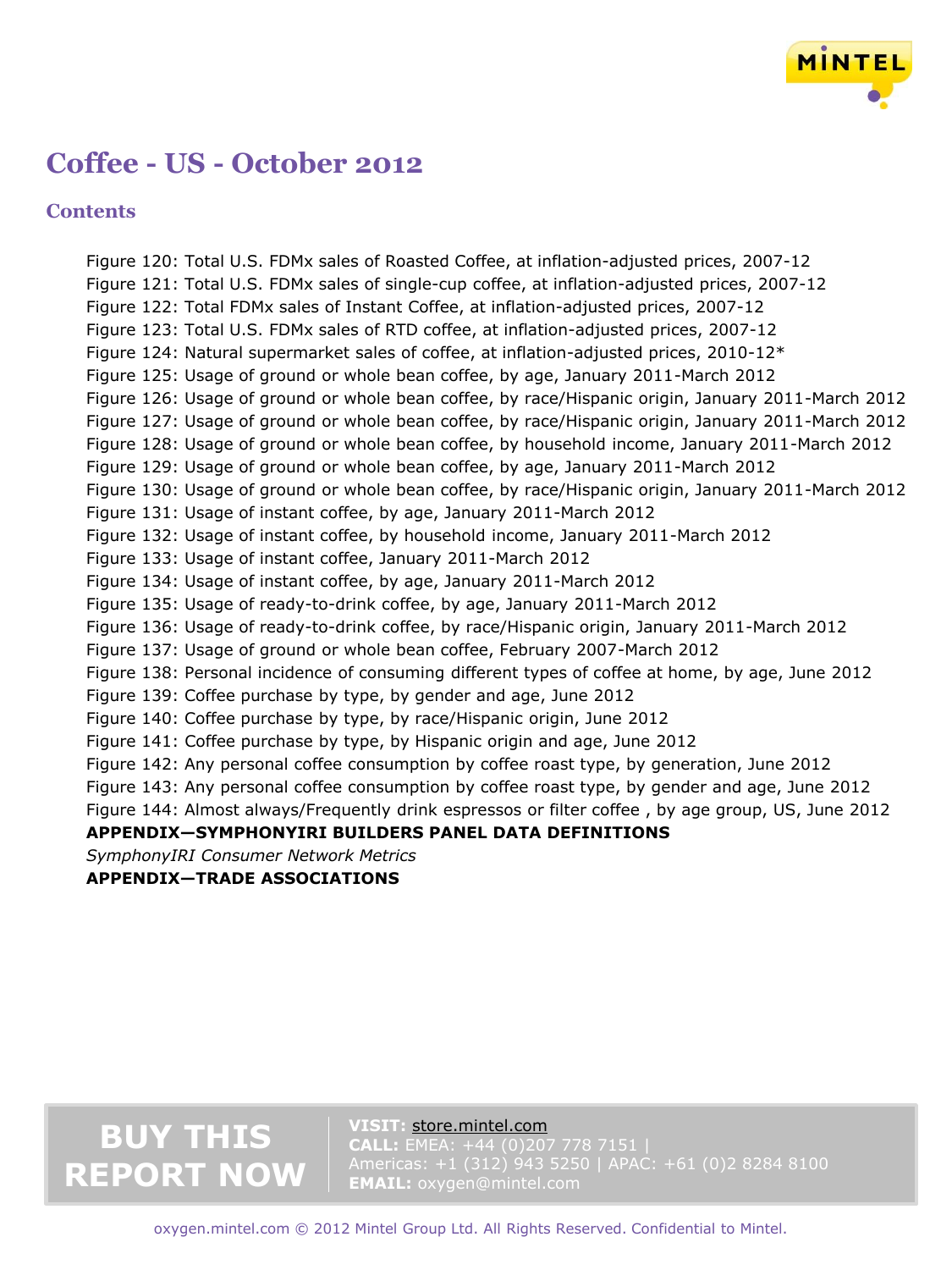# Coffee - US - October 2012

## Contents

Figure 120: Total U.S. FDMx sales of Roasted Coffee, at inflation-adjusted prices, 2007-12
Figure 121: Total U.S. FDMx sales of single-cup coffee, at inflation-adjusted prices, 2007-12
Figure 122: Total FDMx sales of Instant Coffee, at inflation-adjusted prices, 2007-12
Figure 123: Total U.S. FDMx sales of RTD coffee, at inflation-adjusted prices, 2007-12
Figure 124: Natural supermarket sales of coffee, at inflation-adjusted prices, 2010-12*
Figure 125: Usage of ground or whole bean coffee, by age, January 2011-March 2012
Figure 126: Usage of ground or whole bean coffee, by race/Hispanic origin, January 2011-March 2012
Figure 127: Usage of ground or whole bean coffee, by race/Hispanic origin, January 2011-March 2012
Figure 128: Usage of ground or whole bean coffee, by household income, January 2011-March 2012
Figure 129: Usage of ground or whole bean coffee, by age, January 2011-March 2012
Figure 130: Usage of ground or whole bean coffee, by race/Hispanic origin, January 2011-March 2012
Figure 131: Usage of instant coffee, by age, January 2011-March 2012
Figure 132: Usage of instant coffee, by household income, January 2011-March 2012
Figure 133: Usage of instant coffee, January 2011-March 2012
Figure 134: Usage of instant coffee, by age, January 2011-March 2012
Figure 135: Usage of ready-to-drink coffee, by age, January 2011-March 2012
Figure 136: Usage of ready-to-drink coffee, by race/Hispanic origin, January 2011-March 2012
Figure 137: Usage of ground or whole bean coffee, February 2007-March 2012
Figure 138: Personal incidence of consuming different types of coffee at home, by age, June 2012
Figure 139: Coffee purchase by type, by gender and age, June 2012
Figure 140: Coffee purchase by type, by race/Hispanic origin, June 2012
Figure 141: Coffee purchase by type, by Hispanic origin and age, June 2012
Figure 142: Any personal coffee consumption by coffee roast type, by generation, June 2012
Figure 143: Any personal coffee consumption by coffee roast type, by gender and age, June 2012
Figure 144: Almost always/Frequently drink espressos or filter coffee , by age group, US, June 2012

**APPENDIX—SYMPHONYIRI BUILDERS PANEL DATA DEFINITIONS**

*SymphonyIRI Consumer Network Metrics*

**APPENDIX—TRADE ASSOCIATIONS**

**BUY THIS REPORT NOW**

**VISIT:** store.mintel.com
**CALL:** EMEA: +44 (0)207 778 7151 | Americas: +1 (312) 943 5250 | APAC: +61 (0)2 8284 8100
**EMAIL:** oxygen@mintel.com